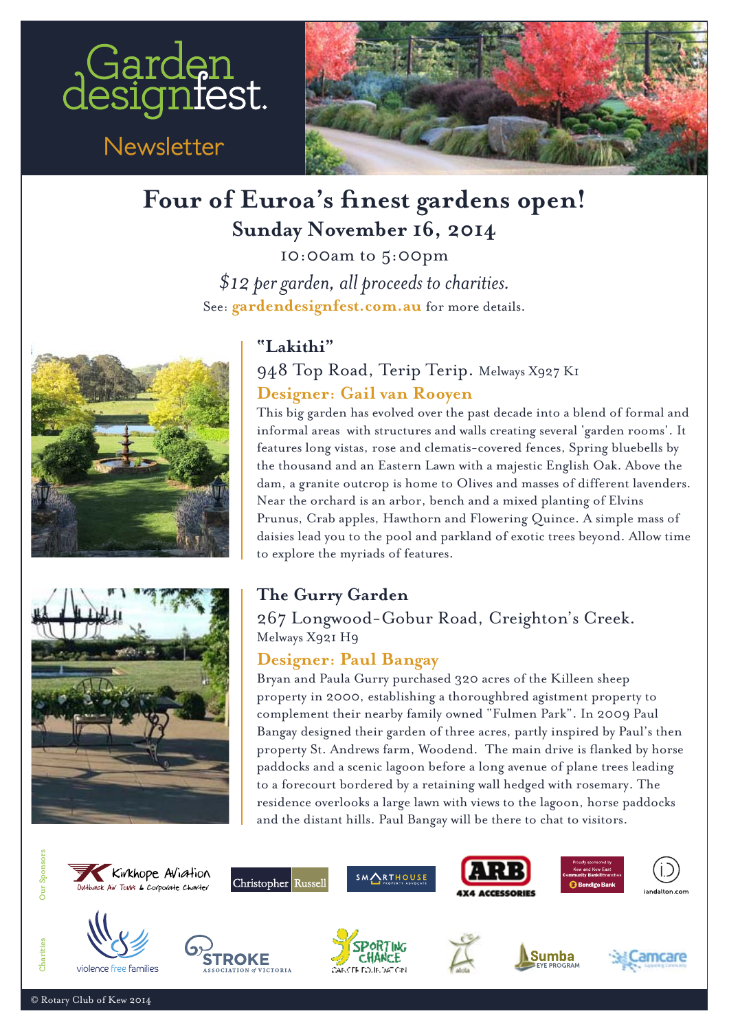# Garden designfest.

Newsletter

## Four of Euroa's finest gardens open!

### Sunday November 16, 2014

10:00am to 5:00pm

*$12 per garden, all proceeds to charities.*

See: **gardendesignfest.com.au** for more details.

### "Lakithi"

948 Top Road, Terip Terip. Melways X927 K1

**Designer: Gail van Rooyen**

This big garden has evolved over the past decade into a blend of formal and informal areas with structures and walls creating several 'garden rooms'. It features long vistas, rose and clematis-covered fences, Spring bluebells by the thousand and an Eastern Lawn with a majestic English Oak. Above the dam, a granite outcrop is home to Olives and masses of different lavenders. Near the orchard is an arbor, bench and a mixed planting of Elvins Prunus, Crab apples, Hawthorn and Flowering Quince. A simple mass of daisies lead you to the pool and parkland of exotic trees beyond. Allow time to explore the myriads of features.

### The Gurry Garden

267 Longwood-Gobur Road, Creighton's Creek. Melways X921 H9

**Designer: Paul Bangay**

Bryan and Paula Gurry purchased 320 acres of the Killeen sheep property in 2000, establishing a thoroughbred agistment property to complement their nearby family owned "Fulmen Park". In 2009 Paul Bangay designed their garden of three acres, partly inspired by Paul's then property St. Andrews farm, Woodend. The main drive is flanked by horse paddocks and a scenic lagoon before a long avenue of plane trees leading to a forecourt bordered by a retaining wall hedged with rosemary. The residence overlooks a large lawn with views to the lagoon, horse paddocks and the distant hills. Paul Bangay will be there to chat to visitors.

Our Sponsors: Kirkhope Aviation – Outback Air Tours & Corporate Charter; Christopher Russell; Smarthouse Property Advocate; ARB 4X4 Accessories; Bendigo Bank – Proudly sponsored by Kew and Kew East Community Bank® branches; iandalton.com

Charities: violence free families; Stroke Association of Victoria; Sporting Chance Cancer Foundation; alola; Sumba Eye Program; Camcare

© Rotary Club of Kew 2014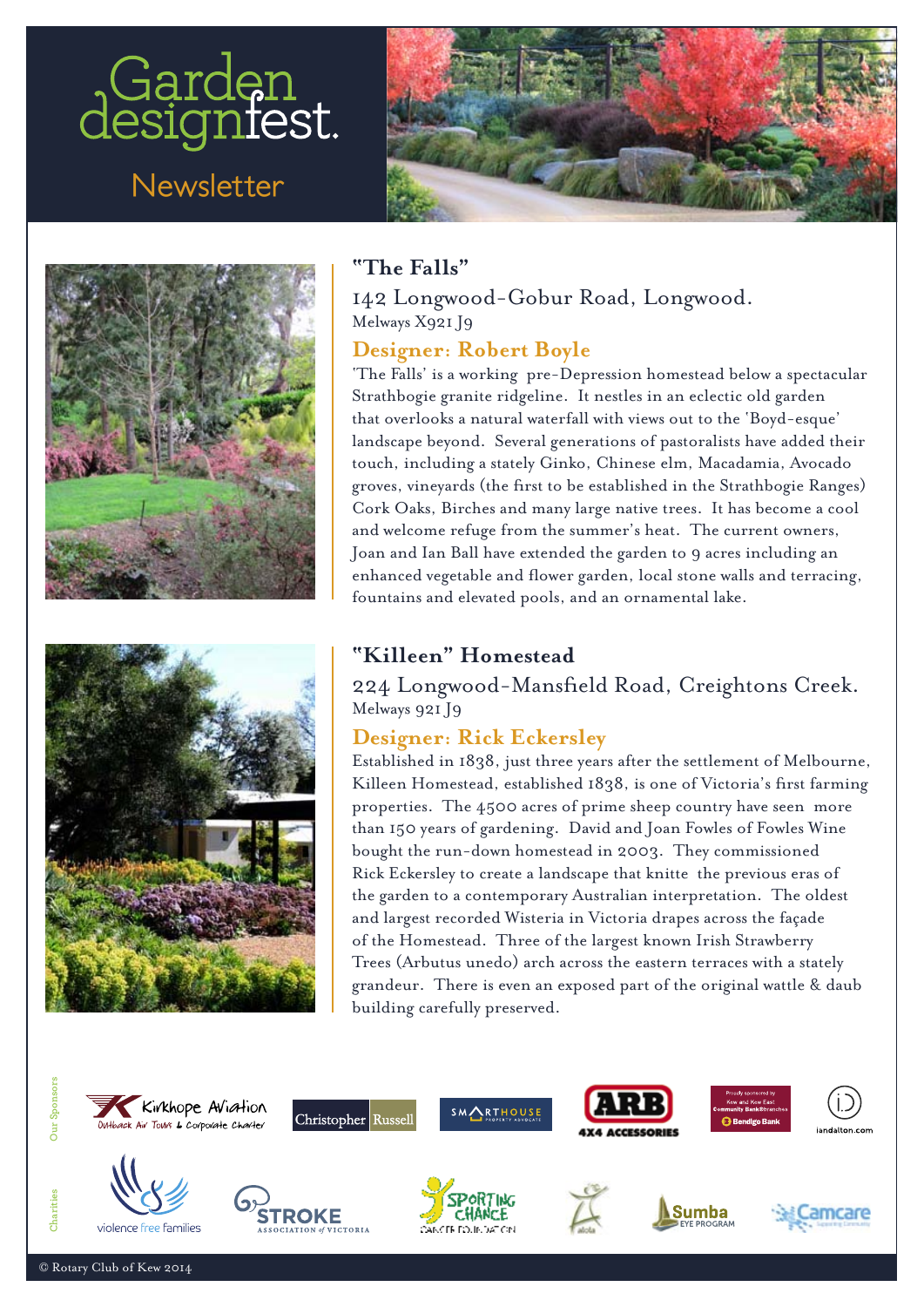# Garden designfest.

## Newsletter

### "The Falls"

142 Longwood-Gobur Road, Longwood.
Melways X921 J9

**Designer: Robert Boyle**

'The Falls' is a working pre-Depression homestead below a spectacular Strathbogie granite ridgeline. It nestles in an eclectic old garden that overlooks a natural waterfall with views out to the 'Boyd-esque' landscape beyond. Several generations of pastoralists have added their touch, including a stately Ginko, Chinese elm, Macadamia, Avocado groves, vineyards (the first to be established in the Strathbogie Ranges) Cork Oaks, Birches and many large native trees. It has become a cool and welcome refuge from the summer's heat. The current owners, Joan and Ian Ball have extended the garden to 9 acres including an enhanced vegetable and flower garden, local stone walls and terracing, fountains and elevated pools, and an ornamental lake.

### "Killeen" Homestead

224 Longwood-Mansfield Road, Creightons Creek.
Melways 921 J9

**Designer: Rick Eckersley**

Established in 1838, just three years after the settlement of Melbourne, Killeen Homestead, established 1838, is one of Victoria's first farming properties. The 4500 acres of prime sheep country have seen more than 150 years of gardening. David and Joan Fowles of Fowles Wine bought the run-down homestead in 2003. They commissioned Rick Eckersley to create a landscape that knitte the previous eras of the garden to a contemporary Australian interpretation. The oldest and largest recorded Wisteria in Victoria drapes across the façade of the Homestead. Three of the largest known Irish Strawberry Trees (Arbutus unedo) arch across the eastern terraces with a stately grandeur. There is even an exposed part of the original wattle & daub building carefully preserved.

Our Sponsors: Kirkhope Aviation (Outback Air Tours & Corporate Charter), Christopher Russell, Smarthouse Property Advocate, ARB 4x4 Accessories, Bendigo Bank (Proudly sponsored by Kew and Kew East Community Bank® Branches), iandalton.com

Charities: violence free families, Stroke Association of Victoria, Sporting Chance Cancer Foundation, alola, Sumba Eye Program, Camcare

© Rotary Club of Kew 2014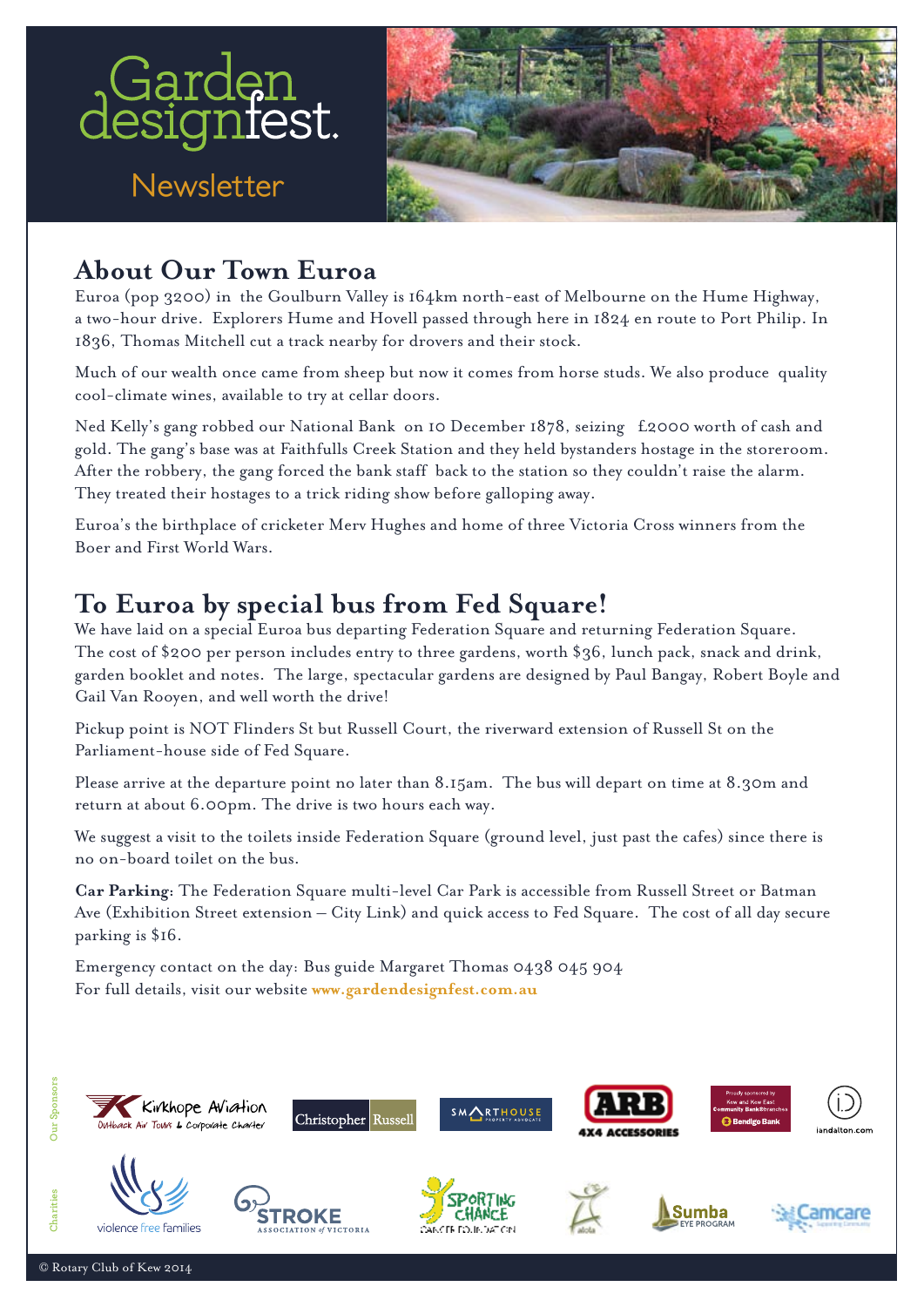# Garden designfest.

## Newsletter

## About Our Town Euroa

Euroa (pop 3200) in the Goulburn Valley is 164km north-east of Melbourne on the Hume Highway, a two-hour drive. Explorers Hume and Hovell passed through here in 1824 en route to Port Philip. In 1836, Thomas Mitchell cut a track nearby for drovers and their stock.

Much of our wealth once came from sheep but now it comes from horse studs. We also produce quality cool-climate wines, available to try at cellar doors.

Ned Kelly's gang robbed our National Bank on 10 December 1878, seizing £2000 worth of cash and gold. The gang's base was at Faithfulls Creek Station and they held bystanders hostage in the storeroom. After the robbery, the gang forced the bank staff back to the station so they couldn't raise the alarm. They treated their hostages to a trick riding show before galloping away.

Euroa's the birthplace of cricketer Merv Hughes and home of three Victoria Cross winners from the Boer and First World Wars.

## To Euroa by special bus from Fed Square!

We have laid on a special Euroa bus departing Federation Square and returning Federation Square. The cost of $200 per person includes entry to three gardens, worth $36, lunch pack, snack and drink, garden booklet and notes. The large, spectacular gardens are designed by Paul Bangay, Robert Boyle and Gail Van Rooyen, and well worth the drive!

Pickup point is NOT Flinders St but Russell Court, the riverward extension of Russell St on the Parliament-house side of Fed Square.

Please arrive at the departure point no later than 8.15am. The bus will depart on time at 8.30m and return at about 6.00pm. The drive is two hours each way.

We suggest a visit to the toilets inside Federation Square (ground level, just past the cafes) since there is no on-board toilet on the bus.

**Car Parking**: The Federation Square multi-level Car Park is accessible from Russell Street or Batman Ave (Exhibition Street extension – City Link) and quick access to Fed Square. The cost of all day secure parking is $16.

Emergency contact on the day: Bus guide Margaret Thomas 0438 045 904
For full details, visit our website **www.gardendesignfest.com.au**

Our Sponsors: Kirkhope Aviation – Outback Air Tours & Corporate Charter; Christopher Russell; Smarthouse Property Advocate; ARB 4X4 Accessories; Proudly sponsored by Kew and Kew East Community Bank® branches Bendigo Bank; iandalton.com

Charities: violence free families; Stroke Association of Victoria; Sporting Chance Cancer Foundation; alola; Sumba Eye Program; Camcare

© Rotary Club of Kew 2014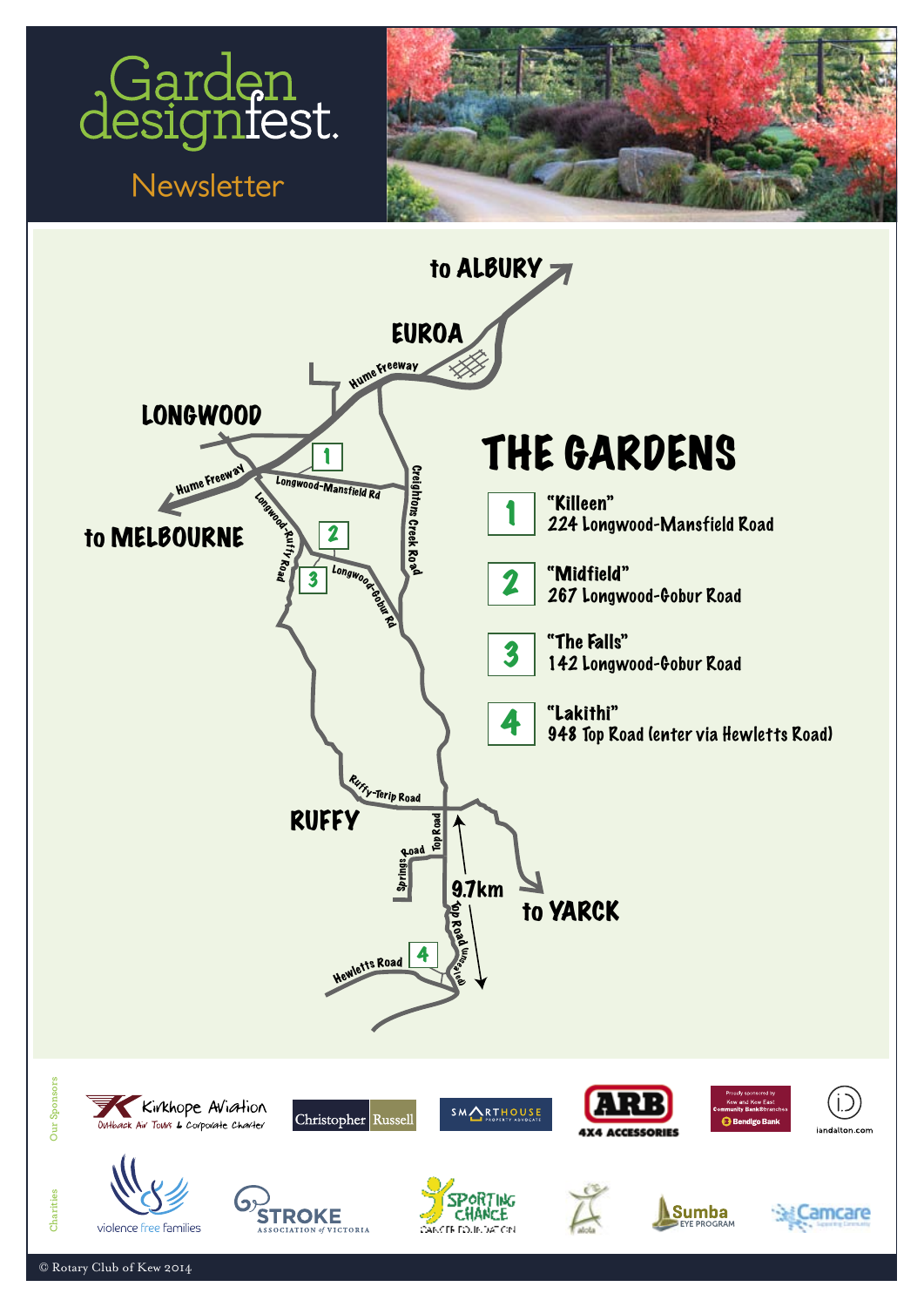# Garden designfest.

## Newsletter

to ALBURY

EUROA

Hume Freeway

LONGWOOD

Hume Freeway

to MELBOURNE

Longwood-Mansfield Rd

Longwood-Ruffy Road

Longwood-Gobur Rd

Creightons Creek Road

Ruffy-Terip Road

RUFFY

Springs Road

Top Road

9.7km

to YARCK

Top Road

Hewletts Road

## THE GARDENS

1. "Killeen"
   224 Longwood-Mansfield Road
2. "Midfield"
   267 Longwood-Gobur Road
3. "The Falls"
   142 Longwood-Gobur Road
4. "Lakithi"
   948 Top Road (enter via Hewletts Road)

Our Sponsors

Kirkhope Aviation — Outback Air Tours & Corporate Charter

Christopher Russell

SMARTHOUSE Property Advocate

ARB 4X4 Accessories

Proudly sponsored by Kew and Kew East Community Bank® branches Bendigo Bank

iandalton.com

Charities

violence free families

STROKE Association of Victoria

Sporting Chance Cancer Foundation

alola

Sumba Eye Program

Camcare Supporting Community

© Rotary Club of Kew 2014